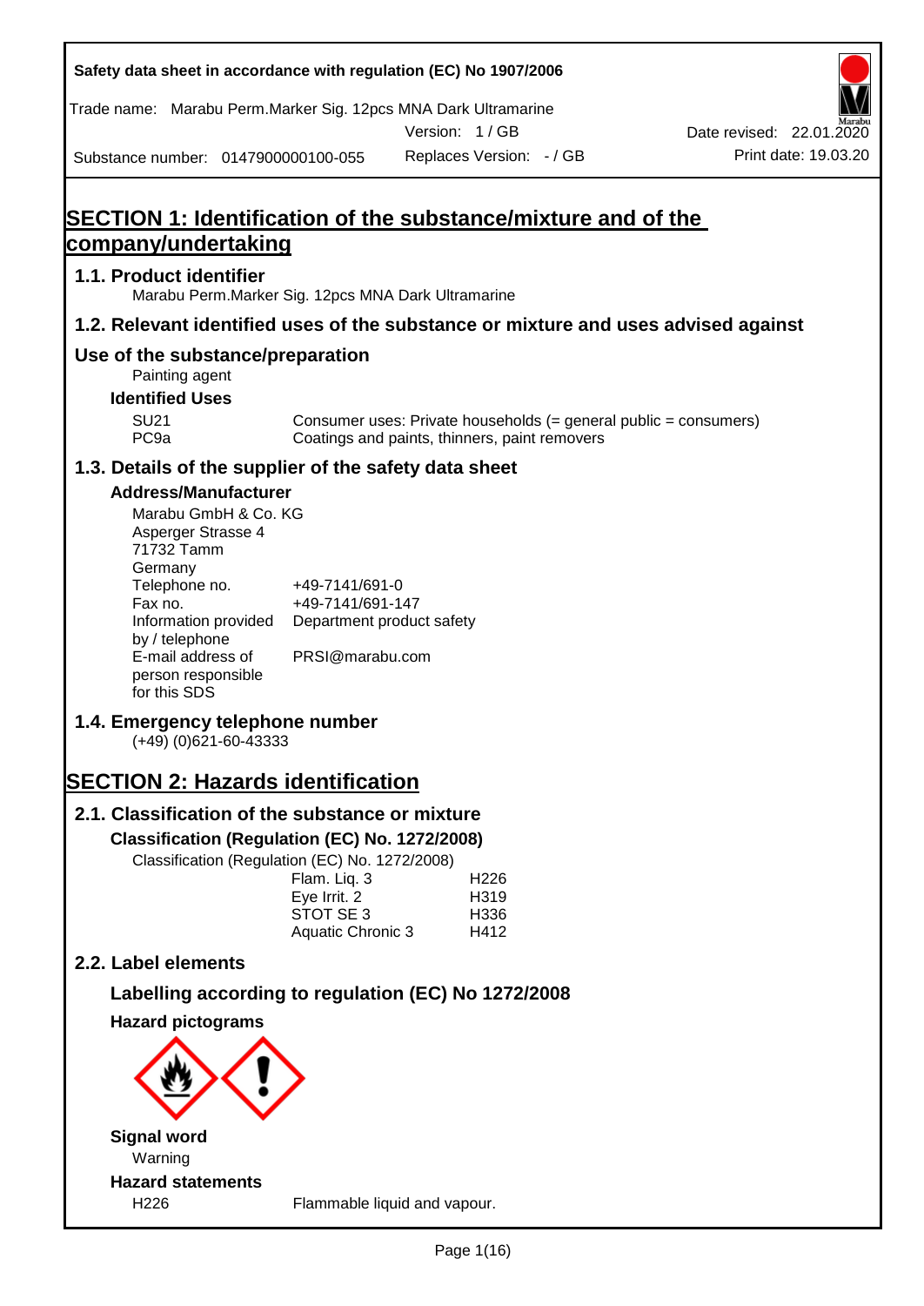Safety data sheet in accordance with regulation (EC) No 1907/2006

Trade name: Marabu Perm.Marker Sig. 12pcs MNA Dark Ultramarine

Version: 1 / GB

Date revised: 22.01.2020

Substance number: 0147900000100-055

Replaces Version: - / GB

Print date: 19.03.20

# SECTION 1: Identification of the substance/mixture and of the company/undertaking

## 1.1. Product identifier

Marabu Perm.Marker Sig. 12pcs MNA Dark Ultramarine

## 1.2. Relevant identified uses of the substance or mixture and uses advised against

### Use of the substance/preparation

Painting agent

**Identified Uses**

| | |
|---|---|
| SU21 | Consumer uses: Private households (= general public = consumers) |
| PC9a | Coatings and paints, thinners, paint removers |

## 1.3. Details of the supplier of the safety data sheet

**Address/Manufacturer**

Marabu GmbH & Co. KG
Asperger Strasse 4
71732 Tamm
Germany

| | |
|---|---|
| Telephone no. | +49-7141/691-0 |
| Fax no. | +49-7141/691-147 |
| Information provided by / telephone | Department product safety |
| E-mail address of person responsible for this SDS | PRSI@marabu.com |

## 1.4. Emergency telephone number

(+49) (0)621-60-43333

# SECTION 2: Hazards identification

## 2.1. Classification of the substance or mixture

**Classification (Regulation (EC) No. 1272/2008)**

Classification (Regulation (EC) No. 1272/2008)

| | |
|---|---|
| Flam. Liq. 3 | H226 |
| Eye Irrit. 2 | H319 |
| STOT SE 3 | H336 |
| Aquatic Chronic 3 | H412 |

## 2.2. Label elements

### Labelling according to regulation (EC) No 1272/2008

**Hazard pictograms**

**Signal word**

Warning

**Hazard statements**

| | |
|---|---|
| H226 | Flammable liquid and vapour. |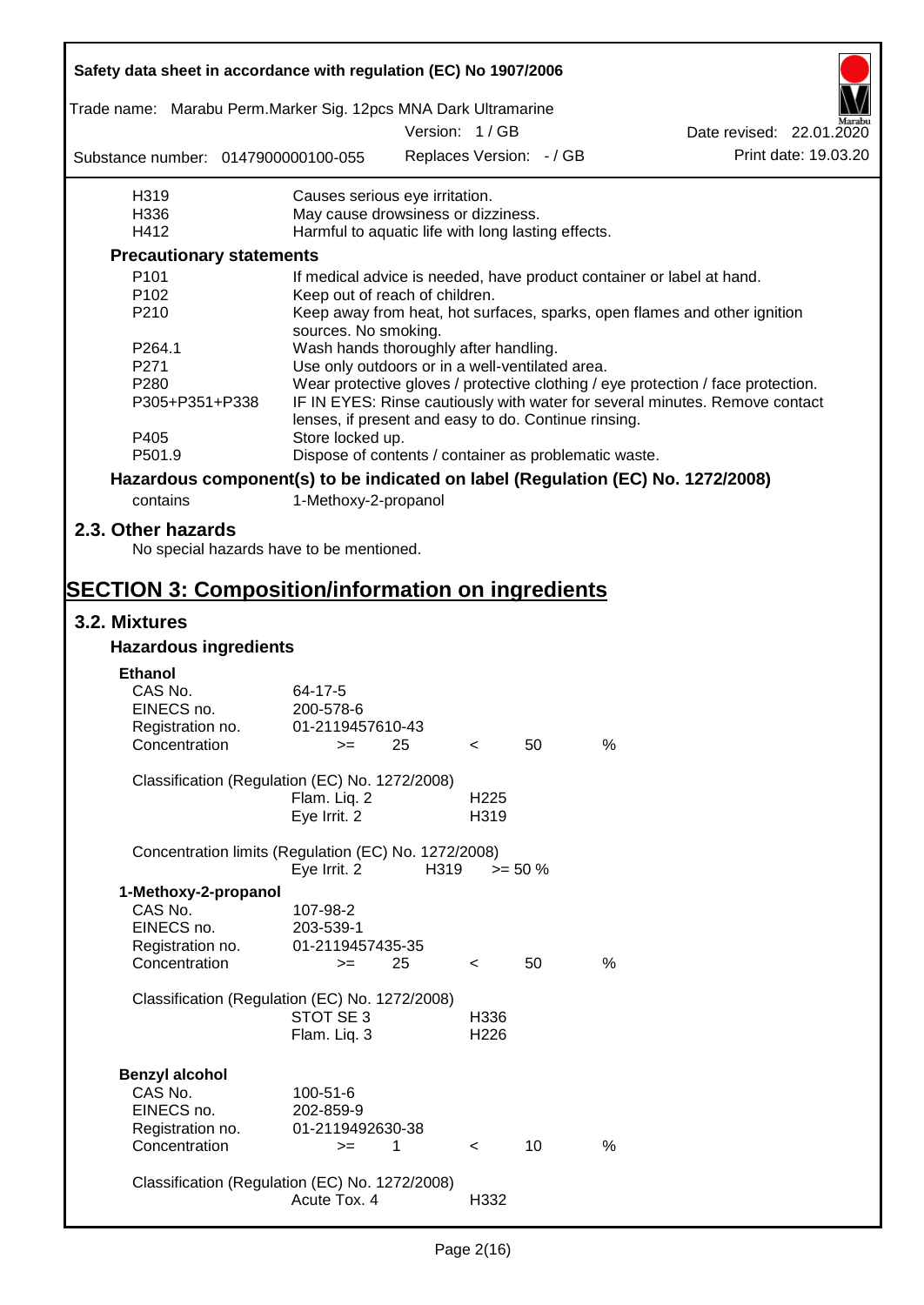| | |
|---|---|
| H319 | Causes serious eye irritation. |
| H336 | May cause drowsiness or dizziness. |
| H412 | Harmful to aquatic life with long lasting effects. |

**Precautionary statements**

| | |
|---|---|
| P101 | If medical advice is needed, have product container or label at hand. |
| P102 | Keep out of reach of children. |
| P210 | Keep away from heat, hot surfaces, sparks, open flames and other ignition sources. No smoking. |
| P264.1 | Wash hands thoroughly after handling. |
| P271 | Use only outdoors or in a well-ventilated area. |
| P280 | Wear protective gloves / protective clothing / eye protection / face protection. |
| P305+P351+P338 | IF IN EYES: Rinse cautiously with water for several minutes. Remove contact lenses, if present and easy to do. Continue rinsing. |
| P405 | Store locked up. |
| P501.9 | Dispose of contents / container as problematic waste. |

**Hazardous component(s) to be indicated on label (Regulation (EC) No. 1272/2008)**

contains 1-Methoxy-2-propanol

## 2.3. Other hazards

No special hazards have to be mentioned.

# SECTION 3: Composition/information on ingredients

## 3.2. Mixtures

### Hazardous ingredients

**Ethanol**

| | |
|---|---|
| CAS No. | 64-17-5 |
| EINECS no. | 200-578-6 |
| Registration no. | 01-2119457610-43 |
| Concentration | >= 25 < 50 % |

Classification (Regulation (EC) No. 1272/2008)

| | |
|---|---|
| Flam. Liq. 2 | H225 |
| Eye Irrit. 2 | H319 |

Concentration limits (Regulation (EC) No. 1272/2008)

| | | |
|---|---|---|
| Eye Irrit. 2 | H319 | >= 50 % |

**1-Methoxy-2-propanol**

| | |
|---|---|
| CAS No. | 107-98-2 |
| EINECS no. | 203-539-1 |
| Registration no. | 01-2119457435-35 |
| Concentration | >= 25 < 50 % |

Classification (Regulation (EC) No. 1272/2008)

| | |
|---|---|
| STOT SE 3 | H336 |
| Flam. Liq. 3 | H226 |

**Benzyl alcohol**

| | |
|---|---|
| CAS No. | 100-51-6 |
| EINECS no. | 202-859-9 |
| Registration no. | 01-2119492630-38 |
| Concentration | >= 1 < 10 % |

Classification (Regulation (EC) No. 1272/2008)

| | |
|---|---|
| Acute Tox. 4 | H332 |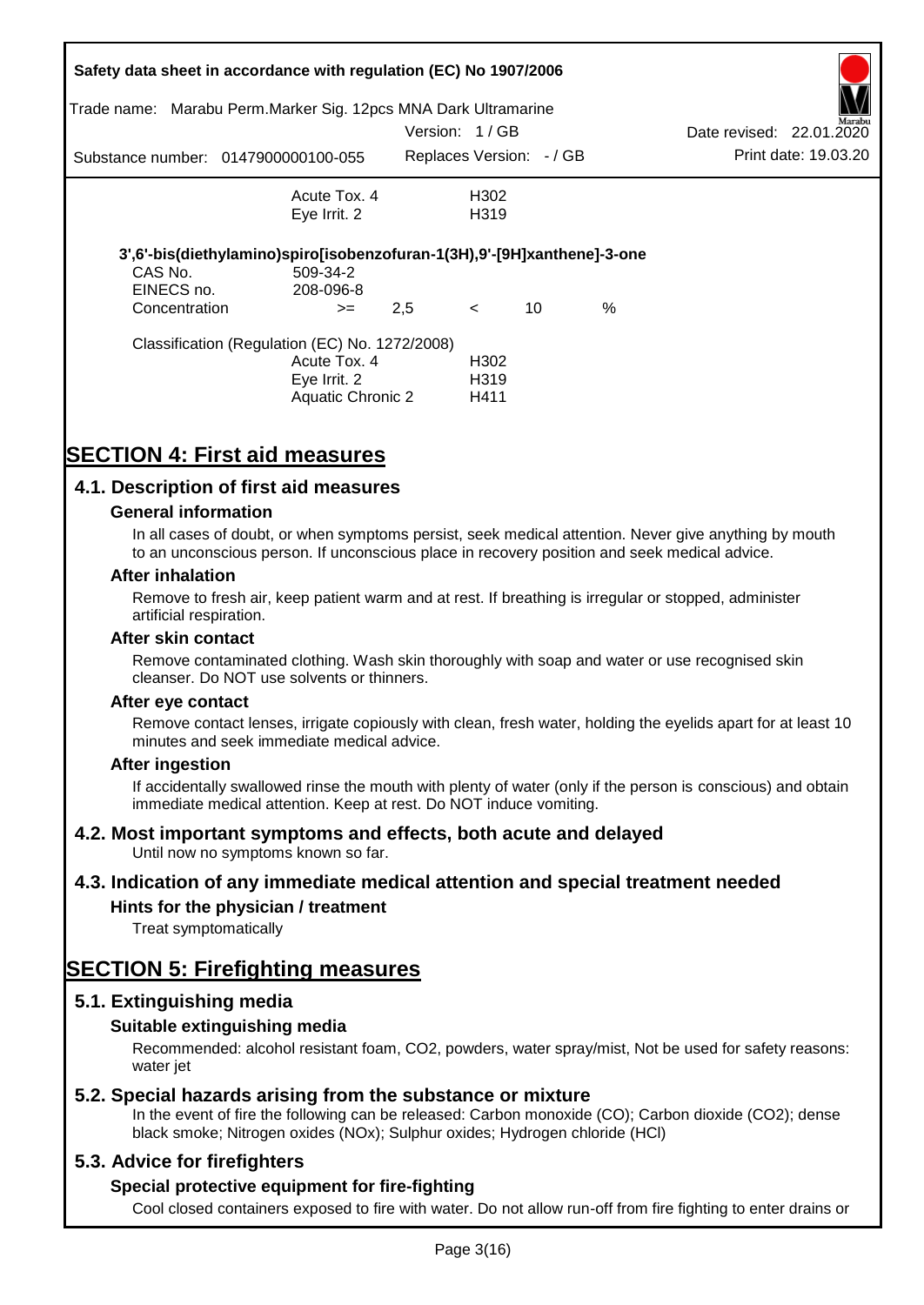| | | |
|---|---|---|
| | Acute Tox. 4 | H302 |
| | Eye Irrit. 2 | H319 |

**3',6'-bis(diethylamino)spiro[isobenzofuran-1(3H),9'-[9H]xanthene]-3-one**

| | | | | | |
|---|---|---|---|---|---|
| CAS No. | 509-34-2 | | | | |
| EINECS no. | 208-096-8 | | | | |
| Concentration | >= | 2,5 | < | 10 | % |

Classification (Regulation (EC) No. 1272/2008)

| | |
|---|---|
| Acute Tox. 4 | H302 |
| Eye Irrit. 2 | H319 |
| Aquatic Chronic 2 | H411 |

# SECTION 4: First aid measures

## 4.1. Description of first aid measures

### General information

In all cases of doubt, or when symptoms persist, seek medical attention. Never give anything by mouth to an unconscious person. If unconscious place in recovery position and seek medical advice.

### After inhalation

Remove to fresh air, keep patient warm and at rest. If breathing is irregular or stopped, administer artificial respiration.

### After skin contact

Remove contaminated clothing. Wash skin thoroughly with soap and water or use recognised skin cleanser. Do NOT use solvents or thinners.

### After eye contact

Remove contact lenses, irrigate copiously with clean, fresh water, holding the eyelids apart for at least 10 minutes and seek immediate medical advice.

### After ingestion

If accidentally swallowed rinse the mouth with plenty of water (only if the person is conscious) and obtain immediate medical attention. Keep at rest. Do NOT induce vomiting.

## 4.2. Most important symptoms and effects, both acute and delayed

Until now no symptoms known so far.

## 4.3. Indication of any immediate medical attention and special treatment needed

### Hints for the physician / treatment

Treat symptomatically

# SECTION 5: Firefighting measures

## 5.1. Extinguishing media

### Suitable extinguishing media

Recommended: alcohol resistant foam, $CO_2$, powders, water spray/mist, Not be used for safety reasons: water jet

## 5.2. Special hazards arising from the substance or mixture

In the event of fire the following can be released: Carbon monoxide (CO); Carbon dioxide ($CO_2$); dense black smoke; Nitrogen oxides ($NO_x$); Sulphur oxides; Hydrogen chloride (HCl)

## 5.3. Advice for firefighters

### Special protective equipment for fire-fighting

Cool closed containers exposed to fire with water. Do not allow run-off from fire fighting to enter drains or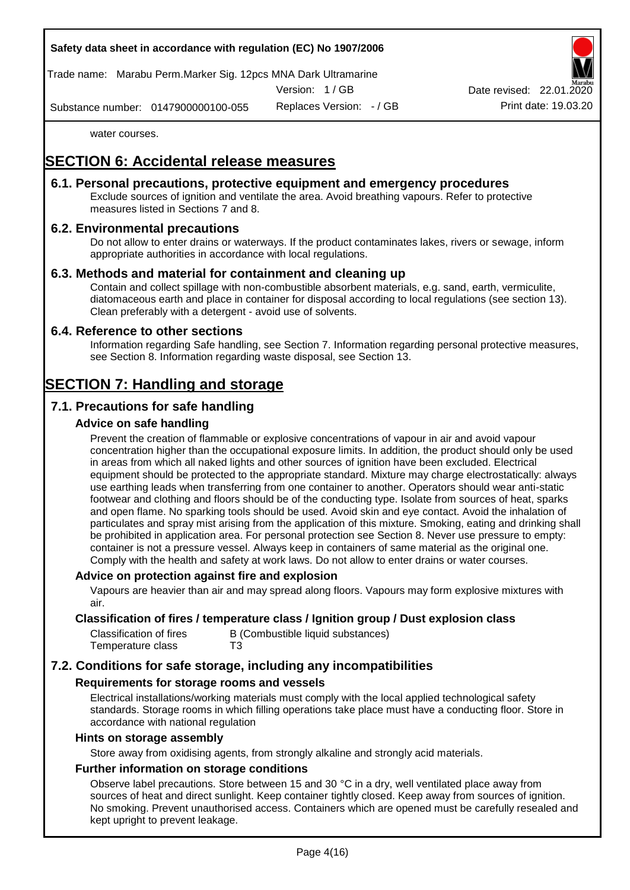water courses.

# SECTION 6: Accidental release measures

## 6.1. Personal precautions, protective equipment and emergency procedures

Exclude sources of ignition and ventilate the area. Avoid breathing vapours. Refer to protective measures listed in Sections 7 and 8.

## 6.2. Environmental precautions

Do not allow to enter drains or waterways. If the product contaminates lakes, rivers or sewage, inform appropriate authorities in accordance with local regulations.

## 6.3. Methods and material for containment and cleaning up

Contain and collect spillage with non-combustible absorbent materials, e.g. sand, earth, vermiculite, diatomaceous earth and place in container for disposal according to local regulations (see section 13). Clean preferably with a detergent - avoid use of solvents.

## 6.4. Reference to other sections

Information regarding Safe handling, see Section 7. Information regarding personal protective measures, see Section 8. Information regarding waste disposal, see Section 13.

# SECTION 7: Handling and storage

## 7.1. Precautions for safe handling

### Advice on safe handling

Prevent the creation of flammable or explosive concentrations of vapour in air and avoid vapour concentration higher than the occupational exposure limits. In addition, the product should only be used in areas from which all naked lights and other sources of ignition have been excluded. Electrical equipment should be protected to the appropriate standard. Mixture may charge electrostatically: always use earthing leads when transferring from one container to another. Operators should wear anti-static footwear and clothing and floors should be of the conducting type. Isolate from sources of heat, sparks and open flame. No sparking tools should be used. Avoid skin and eye contact. Avoid the inhalation of particulates and spray mist arising from the application of this mixture. Smoking, eating and drinking shall be prohibited in application area. For personal protection see Section 8. Never use pressure to empty: container is not a pressure vessel. Always keep in containers of same material as the original one. Comply with the health and safety at work laws. Do not allow to enter drains or water courses.

### Advice on protection against fire and explosion

Vapours are heavier than air and may spread along floors. Vapours may form explosive mixtures with air.

### Classification of fires / temperature class / Ignition group / Dust explosion class

| | |
|---|---|
| Classification of fires | B (Combustible liquid substances) |
| Temperature class | T3 |

## 7.2. Conditions for safe storage, including any incompatibilities

### Requirements for storage rooms and vessels

Electrical installations/working materials must comply with the local applied technological safety standards. Storage rooms in which filling operations take place must have a conducting floor. Store in accordance with national regulation

### Hints on storage assembly

Store away from oxidising agents, from strongly alkaline and strongly acid materials.

### Further information on storage conditions

Observe label precautions. Store between 15 and 30 °C in a dry, well ventilated place away from sources of heat and direct sunlight. Keep container tightly closed. Keep away from sources of ignition. No smoking. Prevent unauthorised access. Containers which are opened must be carefully resealed and kept upright to prevent leakage.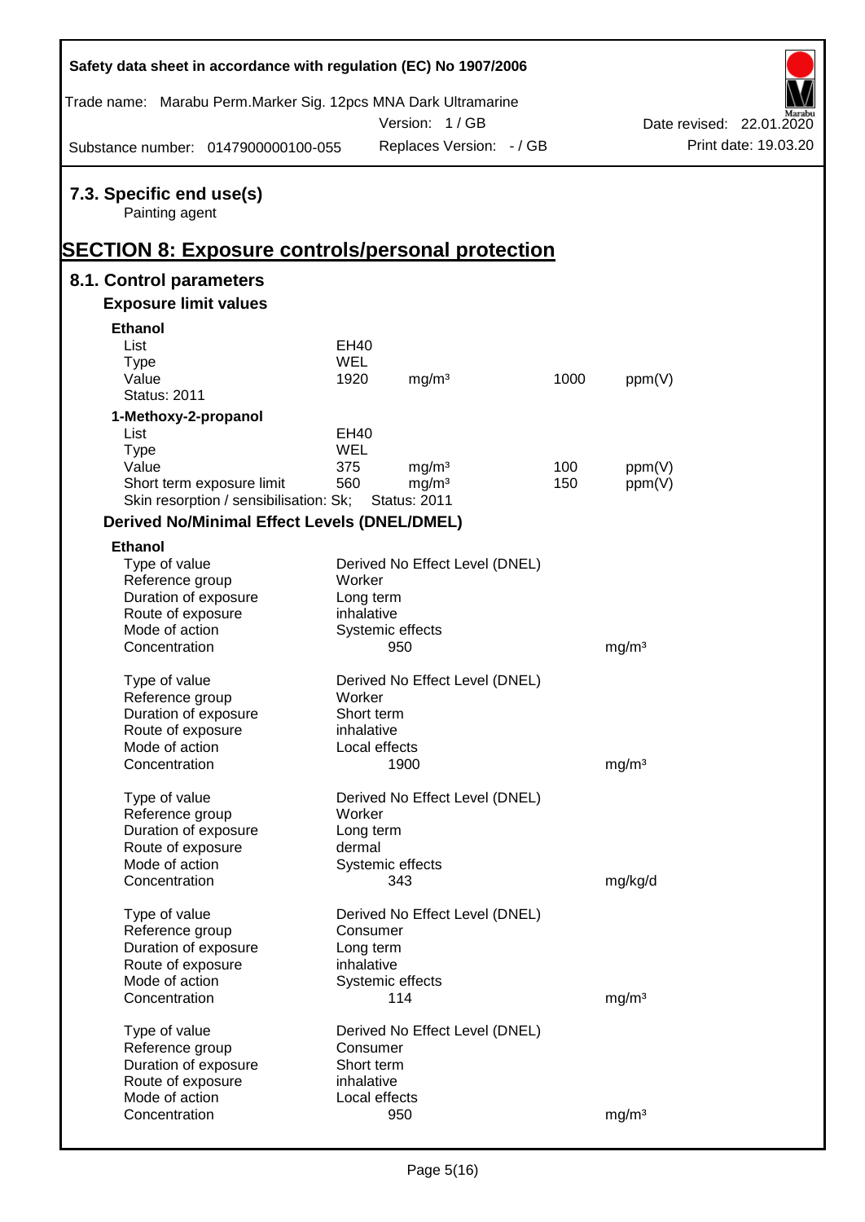## 7.3. Specific end use(s)

Painting agent

# SECTION 8: Exposure controls/personal protection

## 8.1. Control parameters

### Exposure limit values

**Ethanol**

| | | | | |
|---|---|---|---|---|
| List | EH40 | | | |
| Type | WEL | | | |
| Value | 1920 | mg/m³ | 1000 | ppm(V) |
| Status: 2011 | | | | |

**1-Methoxy-2-propanol**

| | | | | |
|---|---|---|---|---|
| List | EH40 | | | |
| Type | WEL | | | |
| Value | 375 | mg/m³ | 100 | ppm(V) |
| Short term exposure limit | 560 | mg/m³ | 150 | ppm(V) |
| Skin resorption / sensibilisation: Sk; | Status: 2011 | | | |

### Derived No/Minimal Effect Levels (DNEL/DMEL)

**Ethanol**

| | | |
|---|---|---|
| Type of value | Derived No Effect Level (DNEL) | |
| Reference group | Worker | |
| Duration of exposure | Long term | |
| Route of exposure | inhalative | |
| Mode of action | Systemic effects | |
| Concentration | 950 | mg/m³ |

| | | |
|---|---|---|
| Type of value | Derived No Effect Level (DNEL) | |
| Reference group | Worker | |
| Duration of exposure | Short term | |
| Route of exposure | inhalative | |
| Mode of action | Local effects | |
| Concentration | 1900 | mg/m³ |

| | | |
|---|---|---|
| Type of value | Derived No Effect Level (DNEL) | |
| Reference group | Worker | |
| Duration of exposure | Long term | |
| Route of exposure | dermal | |
| Mode of action | Systemic effects | |
| Concentration | 343 | mg/kg/d |

| | | |
|---|---|---|
| Type of value | Derived No Effect Level (DNEL) | |
| Reference group | Consumer | |
| Duration of exposure | Long term | |
| Route of exposure | inhalative | |
| Mode of action | Systemic effects | |
| Concentration | 114 | mg/m³ |

| | | |
|---|---|---|
| Type of value | Derived No Effect Level (DNEL) | |
| Reference group | Consumer | |
| Duration of exposure | Short term | |
| Route of exposure | inhalative | |
| Mode of action | Local effects | |
| Concentration | 950 | mg/m³ |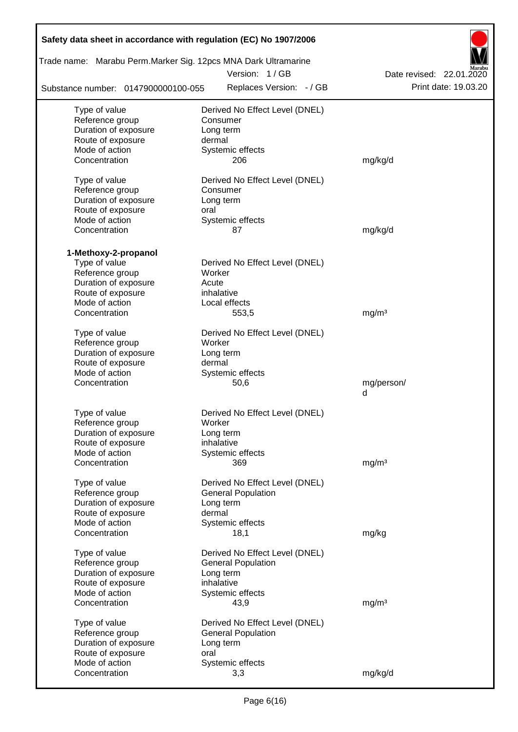| | | |
|---|---|---|
| Type of value | Derived No Effect Level (DNEL) | |
| Reference group | Consumer | |
| Duration of exposure | Long term | |
| Route of exposure | dermal | |
| Mode of action | Systemic effects | |
| Concentration | 206 | mg/kg/d |
| | | |
| Type of value | Derived No Effect Level (DNEL) | |
| Reference group | Consumer | |
| Duration of exposure | Long term | |
| Route of exposure | oral | |
| Mode of action | Systemic effects | |
| Concentration | 87 | mg/kg/d |

**1-Methoxy-2-propanol**

| | | |
|---|---|---|
| Type of value | Derived No Effect Level (DNEL) | |
| Reference group | Worker | |
| Duration of exposure | Acute | |
| Route of exposure | inhalative | |
| Mode of action | Local effects | |
| Concentration | 553,5 | mg/m³ |
| | | |
| Type of value | Derived No Effect Level (DNEL) | |
| Reference group | Worker | |
| Duration of exposure | Long term | |
| Route of exposure | dermal | |
| Mode of action | Systemic effects | |
| Concentration | 50,6 | mg/person/d |
| | | |
| Type of value | Derived No Effect Level (DNEL) | |
| Reference group | Worker | |
| Duration of exposure | Long term | |
| Route of exposure | inhalative | |
| Mode of action | Systemic effects | |
| Concentration | 369 | mg/m³ |
| | | |
| Type of value | Derived No Effect Level (DNEL) | |
| Reference group | General Population | |
| Duration of exposure | Long term | |
| Route of exposure | dermal | |
| Mode of action | Systemic effects | |
| Concentration | 18,1 | mg/kg |
| | | |
| Type of value | Derived No Effect Level (DNEL) | |
| Reference group | General Population | |
| Duration of exposure | Long term | |
| Route of exposure | inhalative | |
| Mode of action | Systemic effects | |
| Concentration | 43,9 | mg/m³ |
| | | |
| Type of value | Derived No Effect Level (DNEL) | |
| Reference group | General Population | |
| Duration of exposure | Long term | |
| Route of exposure | oral | |
| Mode of action | Systemic effects | |
| Concentration | 3,3 | mg/kg/d |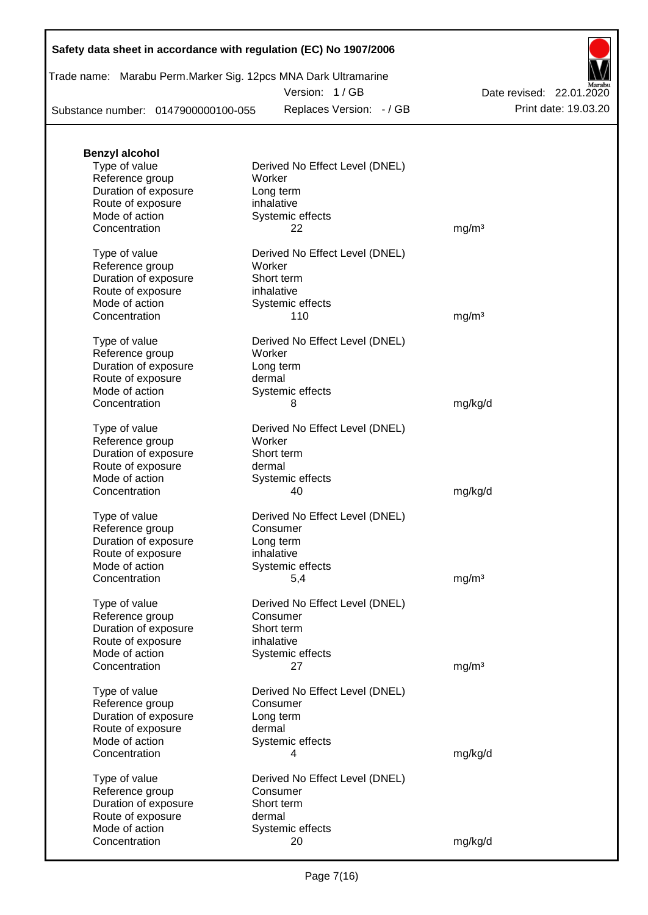**Benzyl alcohol**

| | | |
|---|---|---|
| Type of value | Derived No Effect Level (DNEL) | |
| Reference group | Worker | |
| Duration of exposure | Long term | |
| Route of exposure | inhalative | |
| Mode of action | Systemic effects | |
| Concentration | 22 | mg/m³ |
| | | |
| Type of value | Derived No Effect Level (DNEL) | |
| Reference group | Worker | |
| Duration of exposure | Short term | |
| Route of exposure | inhalative | |
| Mode of action | Systemic effects | |
| Concentration | 110 | mg/m³ |
| | | |
| Type of value | Derived No Effect Level (DNEL) | |
| Reference group | Worker | |
| Duration of exposure | Long term | |
| Route of exposure | dermal | |
| Mode of action | Systemic effects | |
| Concentration | 8 | mg/kg/d |
| | | |
| Type of value | Derived No Effect Level (DNEL) | |
| Reference group | Worker | |
| Duration of exposure | Short term | |
| Route of exposure | dermal | |
| Mode of action | Systemic effects | |
| Concentration | 40 | mg/kg/d |
| | | |
| Type of value | Derived No Effect Level (DNEL) | |
| Reference group | Consumer | |
| Duration of exposure | Long term | |
| Route of exposure | inhalative | |
| Mode of action | Systemic effects | |
| Concentration | 5,4 | mg/m³ |
| | | |
| Type of value | Derived No Effect Level (DNEL) | |
| Reference group | Consumer | |
| Duration of exposure | Short term | |
| Route of exposure | inhalative | |
| Mode of action | Systemic effects | |
| Concentration | 27 | mg/m³ |
| | | |
| Type of value | Derived No Effect Level (DNEL) | |
| Reference group | Consumer | |
| Duration of exposure | Long term | |
| Route of exposure | dermal | |
| Mode of action | Systemic effects | |
| Concentration | 4 | mg/kg/d |
| | | |
| Type of value | Derived No Effect Level (DNEL) | |
| Reference group | Consumer | |
| Duration of exposure | Short term | |
| Route of exposure | dermal | |
| Mode of action | Systemic effects | |
| Concentration | 20 | mg/kg/d |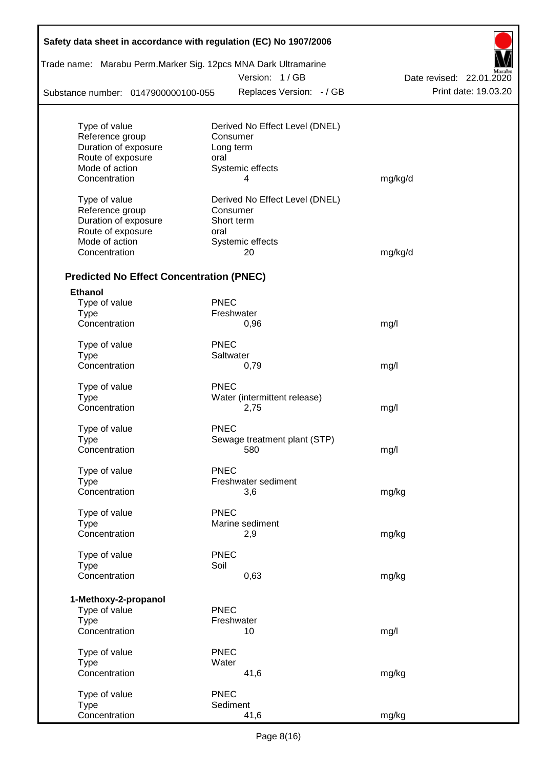| | | |
|---|---|---|
| Type of value | Derived No Effect Level (DNEL) | |
| Reference group | Consumer | |
| Duration of exposure | Long term | |
| Route of exposure | oral | |
| Mode of action | Systemic effects | |
| Concentration | 4 | mg/kg/d |

| | | |
|---|---|---|
| Type of value | Derived No Effect Level (DNEL) | |
| Reference group | Consumer | |
| Duration of exposure | Short term | |
| Route of exposure | oral | |
| Mode of action | Systemic effects | |
| Concentration | 20 | mg/kg/d |

### Predicted No Effect Concentration (PNEC)

**Ethanol**

| | | |
|---|---|---|
| Type of value | PNEC | |
| Type | Freshwater | |
| Concentration | 0,96 | mg/l |

| | | |
|---|---|---|
| Type of value | PNEC | |
| Type | Saltwater | |
| Concentration | 0,79 | mg/l |

| | | |
|---|---|---|
| Type of value | PNEC | |
| Type | Water (intermittent release) | |
| Concentration | 2,75 | mg/l |

| | | |
|---|---|---|
| Type of value | PNEC | |
| Type | Sewage treatment plant (STP) | |
| Concentration | 580 | mg/l |

| | | |
|---|---|---|
| Type of value | PNEC | |
| Type | Freshwater sediment | |
| Concentration | 3,6 | mg/kg |

| | | |
|---|---|---|
| Type of value | PNEC | |
| Type | Marine sediment | |
| Concentration | 2,9 | mg/kg |

| | | |
|---|---|---|
| Type of value | PNEC | |
| Type | Soil | |
| Concentration | 0,63 | mg/kg |

**1-Methoxy-2-propanol**

| | | |
|---|---|---|
| Type of value | PNEC | |
| Type | Freshwater | |
| Concentration | 10 | mg/l |

| | | |
|---|---|---|
| Type of value | PNEC | |
| Type | Water | |
| Concentration | 41,6 | mg/kg |

| | | |
|---|---|---|
| Type of value | PNEC | |
| Type | Sediment | |
| Concentration | 41,6 | mg/kg |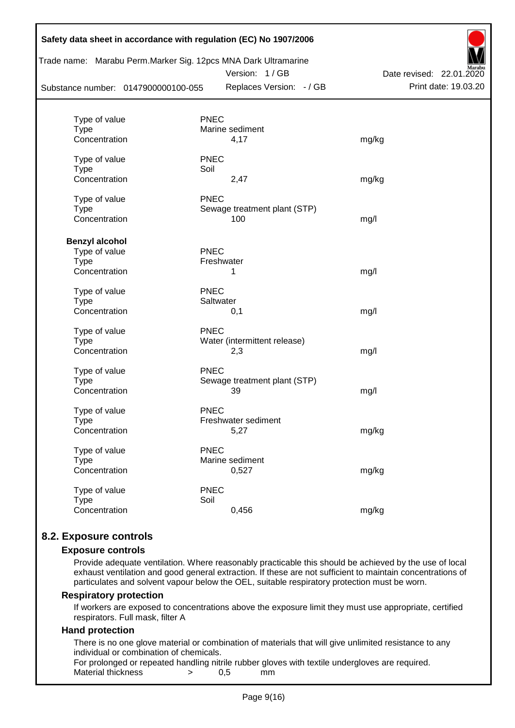| | | |
|---|---|---|
| Type of value | PNEC | |
| Type | Marine sediment | |
| Concentration | 4,17 | mg/kg |
| | | |
| Type of value | PNEC | |
| Type | Soil | |
| Concentration | 2,47 | mg/kg |
| | | |
| Type of value | PNEC | |
| Type | Sewage treatment plant (STP) | |
| Concentration | 100 | mg/l |

**Benzyl alcohol**

| | | |
|---|---|---|
| Type of value | PNEC | |
| Type | Freshwater | |
| Concentration | 1 | mg/l |
| | | |
| Type of value | PNEC | |
| Type | Saltwater | |
| Concentration | 0,1 | mg/l |
| | | |
| Type of value | PNEC | |
| Type | Water (intermittent release) | |
| Concentration | 2,3 | mg/l |
| | | |
| Type of value | PNEC | |
| Type | Sewage treatment plant (STP) | |
| Concentration | 39 | mg/l |
| | | |
| Type of value | PNEC | |
| Type | Freshwater sediment | |
| Concentration | 5,27 | mg/kg |
| | | |
| Type of value | PNEC | |
| Type | Marine sediment | |
| Concentration | 0,527 | mg/kg |
| | | |
| Type of value | PNEC | |
| Type | Soil | |
| Concentration | 0,456 | mg/kg |

## 8.2. Exposure controls

### Exposure controls

Provide adequate ventilation. Where reasonably practicable this should be achieved by the use of local exhaust ventilation and good general extraction. If these are not sufficient to maintain concentrations of particulates and solvent vapour below the OEL, suitable respiratory protection must be worn.

### Respiratory protection

If workers are exposed to concentrations above the exposure limit they must use appropriate, certified respirators. Full mask, filter A

### Hand protection

There is no one glove material or combination of materials that will give unlimited resistance to any individual or combination of chemicals.

For prolonged or repeated handling nitrile rubber gloves with textile undergloves are required.

Material thickness > 0,5 mm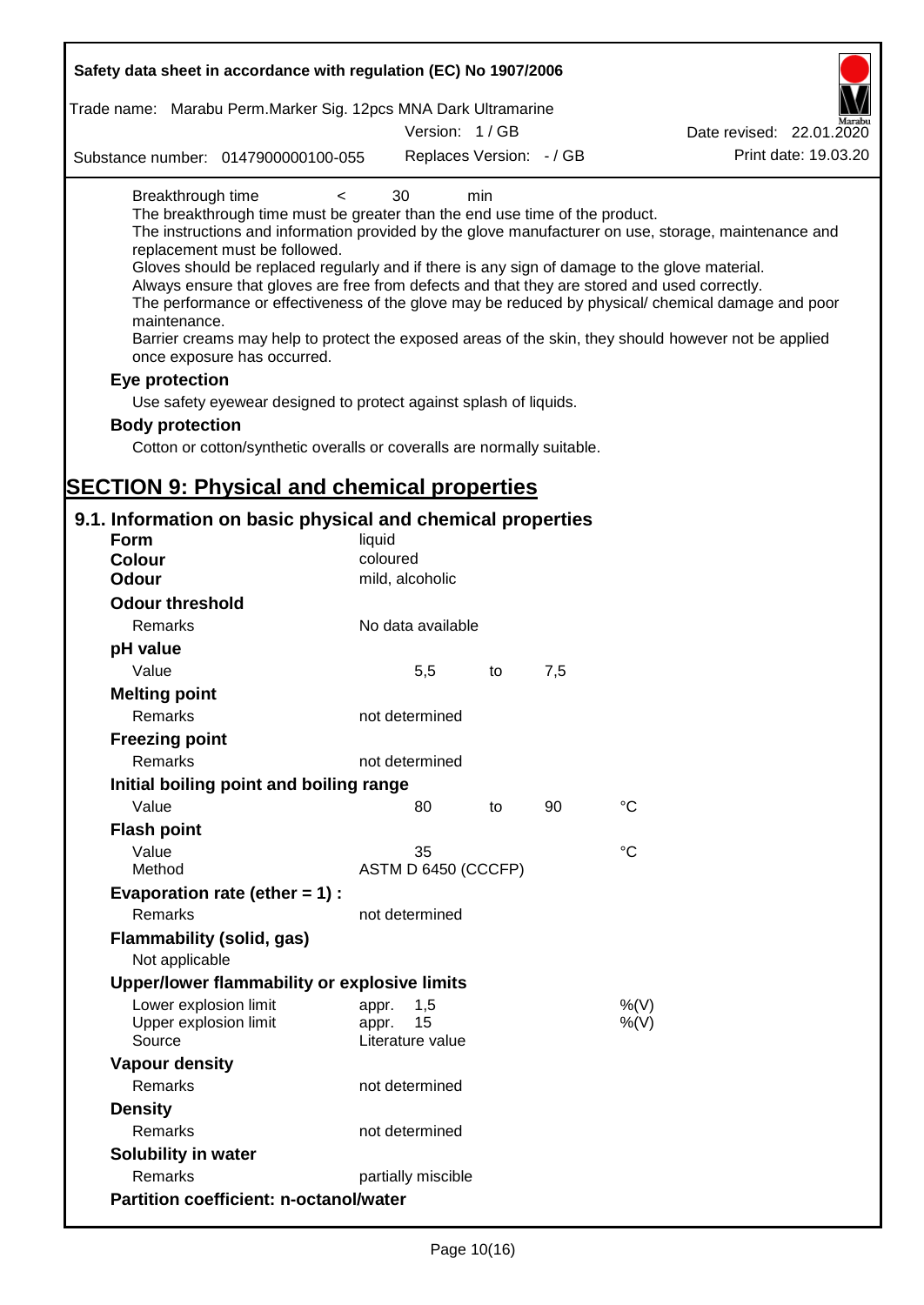| | | | |
|---|---|---|---|
| Breakthrough time | < | 30 | min |

The breakthrough time must be greater than the end use time of the product.
The instructions and information provided by the glove manufacturer on use, storage, maintenance and replacement must be followed.
Gloves should be replaced regularly and if there is any sign of damage to the glove material.
Always ensure that gloves are free from defects and that they are stored and used correctly.
The performance or effectiveness of the glove may be reduced by physical/ chemical damage and poor maintenance.
Barrier creams may help to protect the exposed areas of the skin, they should however not be applied once exposure has occurred.

**Eye protection**

Use safety eyewear designed to protect against splash of liquids.

**Body protection**

Cotton or cotton/synthetic overalls or coveralls are normally suitable.

# SECTION 9: Physical and chemical properties

## 9.1. Information on basic physical and chemical properties

| | |
|---|---|
| **Form** | liquid |
| **Colour** | coloured |
| **Odour** | mild, alcoholic |

**Odour threshold**

| | |
|---|---|
| Remarks | No data available |

**pH value**

| | | | | |
|---|---|---|---|---|
| Value | 5,5 | to | 7,5 | |

**Melting point**

| | |
|---|---|
| Remarks | not determined |

**Freezing point**

| | |
|---|---|
| Remarks | not determined |

**Initial boiling point and boiling range**

| | | | | |
|---|---|---|---|---|
| Value | 80 | to | 90 | °C |

**Flash point**

| | | |
|---|---|---|
| Value | 35 | °C |
| Method | ASTM D 6450 (CCCFP) | |

**Evaporation rate (ether = 1) :**

| | |
|---|---|
| Remarks | not determined |

**Flammability (solid, gas)**

Not applicable

**Upper/lower flammability or explosive limits**

| | | | |
|---|---|---|---|
| Lower explosion limit | appr. | 1,5 | %(V) |
| Upper explosion limit | appr. | 15 | %(V) |
| Source | Literature value | | |

**Vapour density**

| | |
|---|---|
| Remarks | not determined |

**Density**

| | |
|---|---|
| Remarks | not determined |

**Solubility in water**

| | |
|---|---|
| Remarks | partially miscible |

**Partition coefficient: n-octanol/water**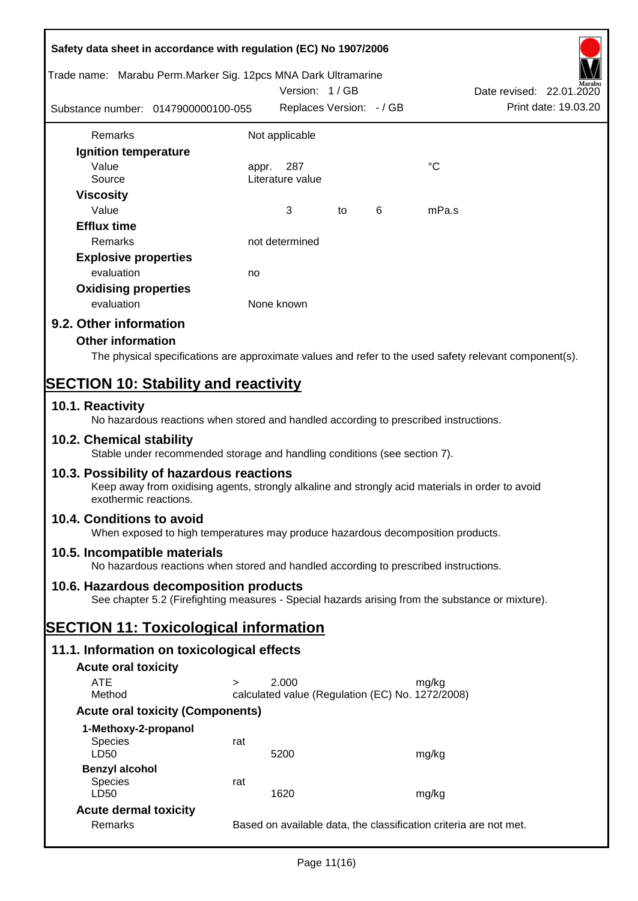| | | | | |
|---|---|---|---|---|
| Remarks | Not applicable | | | |
| **Ignition temperature** | | | | |
| Value | appr. 287 | | | °C |
| Source | Literature value | | | |
| **Viscosity** | | | | |
| Value | 3 | to | 6 | mPa.s |
| **Efflux time** | | | | |
| Remarks | not determined | | | |
| **Explosive properties** | | | | |
| evaluation | no | | | |
| **Oxidising properties** | | | | |
| evaluation | None known | | | |

## 9.2. Other information

### Other information

The physical specifications are approximate values and refer to the used safety relevant component(s).

# SECTION 10: Stability and reactivity

## 10.1. Reactivity

No hazardous reactions when stored and handled according to prescribed instructions.

## 10.2. Chemical stability

Stable under recommended storage and handling conditions (see section 7).

## 10.3. Possibility of hazardous reactions

Keep away from oxidising agents, strongly alkaline and strongly acid materials in order to avoid exothermic reactions.

## 10.4. Conditions to avoid

When exposed to high temperatures may produce hazardous decomposition products.

## 10.5. Incompatible materials

No hazardous reactions when stored and handled according to prescribed instructions.

## 10.6. Hazardous decomposition products

See chapter 5.2 (Firefighting measures - Special hazards arising from the substance or mixture).

# SECTION 11: Toxicological information

## 11.1. Information on toxicological effects

### Acute oral toxicity

| | | | |
|---|---|---|---|
| ATE | > | 2.000 | mg/kg |
| Method | calculated value (Regulation (EC) No. 1272/2008) | | |

### Acute oral toxicity (Components)

**1-Methoxy-2-propanol**

| | | | |
|---|---|---|---|
| Species | rat | | |
| LD50 | | 5200 | mg/kg |

**Benzyl alcohol**

| | | | |
|---|---|---|---|
| Species | rat | | |
| LD50 | | 1620 | mg/kg |

### Acute dermal toxicity

| | |
|---|---|
| Remarks | Based on available data, the classification criteria are not met. |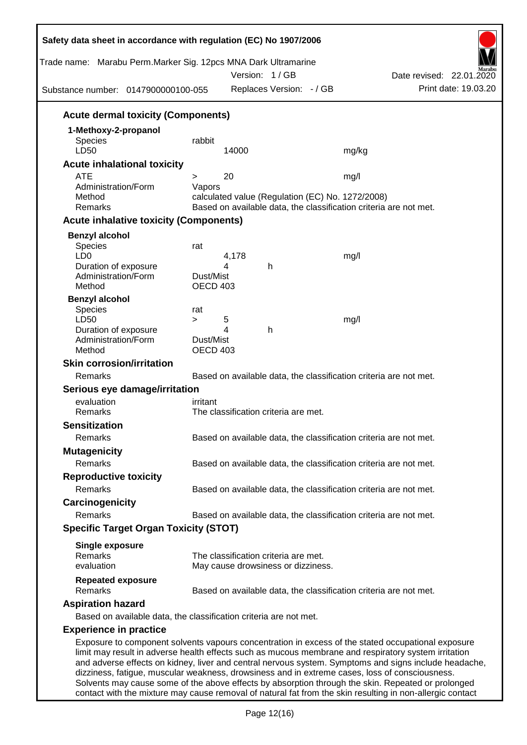## Acute dermal toxicity (Components)

**1-Methoxy-2-propanol**

| | | | |
|---|---|---|---|
| Species | rabbit | | |
| LD50 | 14000 | | mg/kg |

## Acute inhalational toxicity

| | | | |
|---|---|---|---|
| ATE | > | 20 | mg/l |
| Administration/Form | Vapors | | |
| Method | calculated value (Regulation (EC) No. 1272/2008) | | |
| Remarks | Based on available data, the classification criteria are not met. | | |

## Acute inhalative toxicity (Components)

**Benzyl alcohol**

| | | | |
|---|---|---|---|
| Species | rat | | |
| LD0 | 4,178 | | mg/l |
| Duration of exposure | 4 | h | |
| Administration/Form | Dust/Mist | | |
| Method | OECD 403 | | |

**Benzyl alcohol**

| | | | | |
|---|---|---|---|---|
| Species | rat | | | |
| LD50 | > | 5 | | mg/l |
| Duration of exposure | | 4 | h | |
| Administration/Form | Dust/Mist | | | |
| Method | OECD 403 | | | |

## Skin corrosion/irritation

Remarks: Based on available data, the classification criteria are not met.

## Serious eye damage/irritation

evaluation: irritant
Remarks: The classification criteria are met.

## Sensitization

Remarks: Based on available data, the classification criteria are not met.

## Mutagenicity

Remarks: Based on available data, the classification criteria are not met.

## Reproductive toxicity

Remarks: Based on available data, the classification criteria are not met.

## Carcinogenicity

Remarks: Based on available data, the classification criteria are not met.

## Specific Target Organ Toxicity (STOT)

**Single exposure**
Remarks: The classification criteria are met.
evaluation: May cause drowsiness or dizziness.

**Repeated exposure**
Remarks: Based on available data, the classification criteria are not met.

## Aspiration hazard

Based on available data, the classification criteria are not met.

## Experience in practice

Exposure to component solvents vapours concentration in excess of the stated occupational exposure limit may result in adverse health effects such as mucous membrane and respiratory system irritation and adverse effects on kidney, liver and central nervous system. Symptoms and signs include headache, dizziness, fatigue, muscular weakness, drowsiness and in extreme cases, loss of consciousness. Solvents may cause some of the above effects by absorption through the skin. Repeated or prolonged contact with the mixture may cause removal of natural fat from the skin resulting in non-allergic contact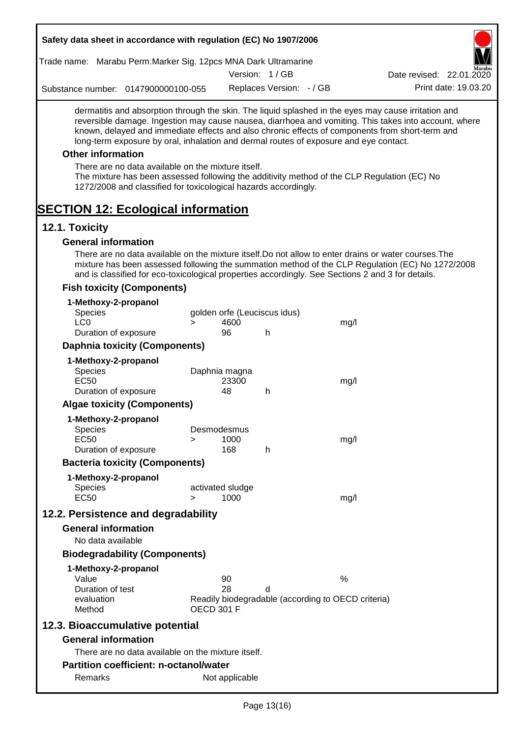dermatitis and absorption through the skin. The liquid splashed in the eyes may cause irritation and reversible damage. Ingestion may cause nausea, diarrhoea and vomiting. This takes into account, where known, delayed and immediate effects and also chronic effects of components from short-term and long-term exposure by oral, inhalation and dermal routes of exposure and eye contact.

### Other information

There are no data available on the mixture itself.
The mixture has been assessed following the additivity method of the CLP Regulation (EC) No 1272/2008 and classified for toxicological hazards accordingly.

# SECTION 12: Ecological information

## 12.1. Toxicity

### General information

There are no data available on the mixture itself.Do not allow to enter drains or water courses.The mixture has been assessed following the summation method of the CLP Regulation (EC) No 1272/2008 and is classified for eco-toxicological properties accordingly. See Sections 2 and 3 for details.

### Fish toxicity (Components)

**1-Methoxy-2-propanol**

| | | | | |
|---|---|---|---|---|
| Species | golden orfe (Leuciscus idus) | | | |
| LC0 | > | 4600 | | mg/l |
| Duration of exposure | | 96 | h | |

### Daphnia toxicity (Components)

**1-Methoxy-2-propanol**

| | | | | |
|---|---|---|---|---|
| Species | Daphnia magna | | | |
| EC50 | | 23300 | | mg/l |
| Duration of exposure | | 48 | h | |

### Algae toxicity (Components)

**1-Methoxy-2-propanol**

| | | | | |
|---|---|---|---|---|
| Species | Desmodesmus | | | |
| EC50 | > | 1000 | | mg/l |
| Duration of exposure | | 168 | h | |

### Bacteria toxicity (Components)

**1-Methoxy-2-propanol**

| | | | | |
|---|---|---|---|---|
| Species | activated sludge | | | |
| EC50 | > | 1000 | | mg/l |

## 12.2. Persistence and degradability

### General information

No data available

### Biodegradability (Components)

**1-Methoxy-2-propanol**

| | | | |
|---|---|---|---|
| Value | 90 | | % |
| Duration of test | 28 | d | |
| evaluation | Readily biodegradable (according to OECD criteria) | | |
| Method | OECD 301 F | | |

## 12.3. Bioaccumulative potential

### General information

There are no data available on the mixture itself.

### Partition coefficient: n-octanol/water

| | |
|---|---|
| Remarks | Not applicable |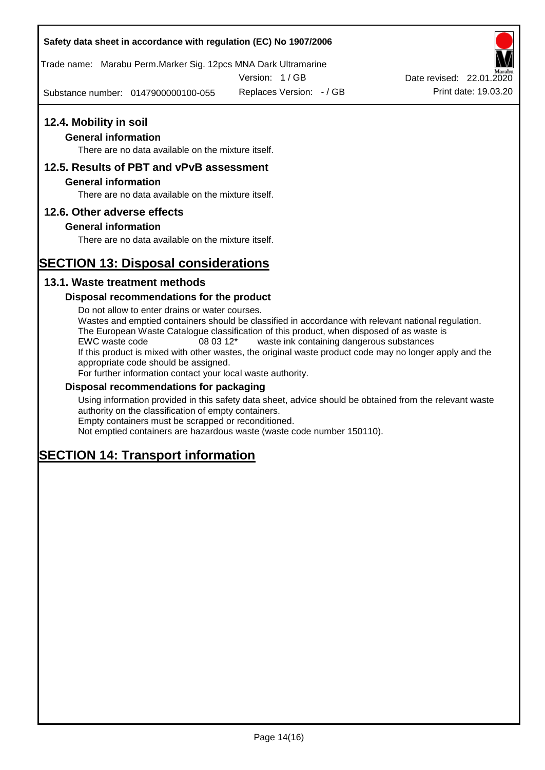## 12.4. Mobility in soil

### General information

There are no data available on the mixture itself.

## 12.5. Results of PBT and vPvB assessment

### General information

There are no data available on the mixture itself.

## 12.6. Other adverse effects

### General information

There are no data available on the mixture itself.

# SECTION 13: Disposal considerations

## 13.1. Waste treatment methods

### Disposal recommendations for the product

Do not allow to enter drains or water courses.
Wastes and emptied containers should be classified in accordance with relevant national regulation.
The European Waste Catalogue classification of this product, when disposed of as waste is
EWC waste code 08 03 12* waste ink containing dangerous substances
If this product is mixed with other wastes, the original waste product code may no longer apply and the appropriate code should be assigned.
For further information contact your local waste authority.

### Disposal recommendations for packaging

Using information provided in this safety data sheet, advice should be obtained from the relevant waste authority on the classification of empty containers.
Empty containers must be scrapped or reconditioned.
Not emptied containers are hazardous waste (waste code number 150110).

# SECTION 14: Transport information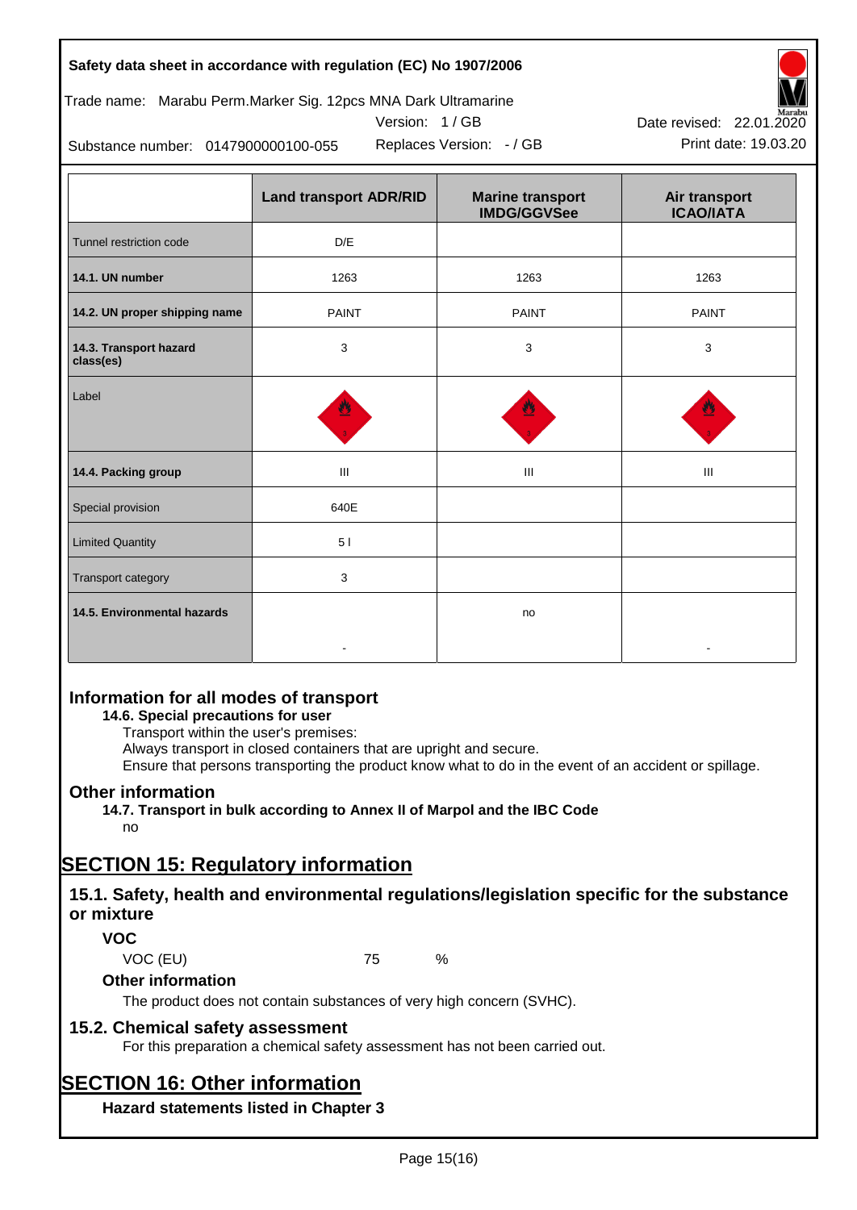| | Land transport ADR/RID | Marine transport IMDG/GGVSee | Air transport ICAO/IATA |
|---|---|---|---|
| Tunnel restriction code | D/E | | |
| **14.1. UN number** | 1263 | 1263 | 1263 |
| **14.2. UN proper shipping name** | PAINT | PAINT | PAINT |
| **14.3. Transport hazard class(es)** | 3 | 3 | 3 |
| Label | | | |
| **14.4. Packing group** | III | III | III |
| Special provision | 640E | | |
| Limited Quantity | 5 l | | |
| Transport category | 3 | | |
| **14.5. Environmental hazards** | - | no | - |

## Information for all modes of transport

**14.6. Special precautions for user**

Transport within the user's premises:
Always transport in closed containers that are upright and secure.
Ensure that persons transporting the product know what to do in the event of an accident or spillage.

## Other information

**14.7. Transport in bulk according to Annex II of Marpol and the IBC Code**

no

# SECTION 15: Regulatory information

## 15.1. Safety, health and environmental regulations/legislation specific for the substance or mixture

### VOC

VOC (EU) 75 %

### Other information

The product does not contain substances of very high concern (SVHC).

## 15.2. Chemical safety assessment

For this preparation a chemical safety assessment has not been carried out.

# SECTION 16: Other information

### Hazard statements listed in Chapter 3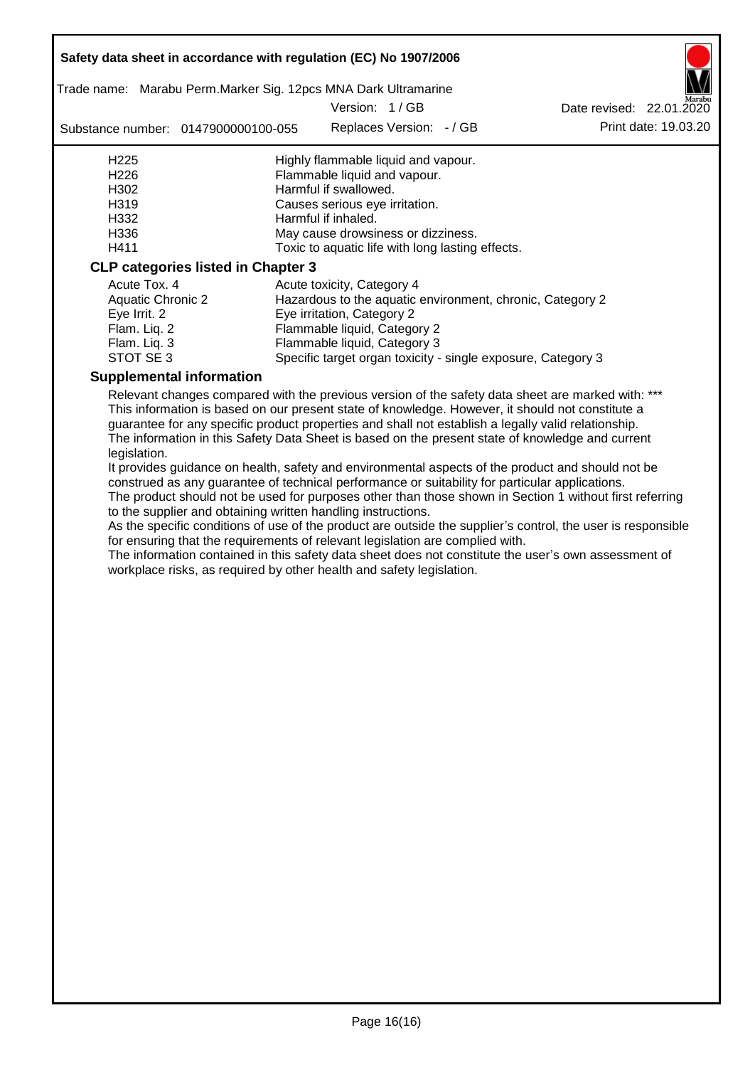| | |
|---|---|
| H225 | Highly flammable liquid and vapour. |
| H226 | Flammable liquid and vapour. |
| H302 | Harmful if swallowed. |
| H319 | Causes serious eye irritation. |
| H332 | Harmful if inhaled. |
| H336 | May cause drowsiness or dizziness. |
| H411 | Toxic to aquatic life with long lasting effects. |

## CLP categories listed in Chapter 3

| | |
|---|---|
| Acute Tox. 4 | Acute toxicity, Category 4 |
| Aquatic Chronic 2 | Hazardous to the aquatic environment, chronic, Category 2 |
| Eye Irrit. 2 | Eye irritation, Category 2 |
| Flam. Liq. 2 | Flammable liquid, Category 2 |
| Flam. Liq. 3 | Flammable liquid, Category 3 |
| STOT SE 3 | Specific target organ toxicity - single exposure, Category 3 |

## Supplemental information

Relevant changes compared with the previous version of the safety data sheet are marked with: ***
This information is based on our present state of knowledge. However, it should not constitute a guarantee for any specific product properties and shall not establish a legally valid relationship.
The information in this Safety Data Sheet is based on the present state of knowledge and current legislation.
It provides guidance on health, safety and environmental aspects of the product and should not be construed as any guarantee of technical performance or suitability for particular applications.
The product should not be used for purposes other than those shown in Section 1 without first referring to the supplier and obtaining written handling instructions.
As the specific conditions of use of the product are outside the supplier's control, the user is responsible for ensuring that the requirements of relevant legislation are complied with.
The information contained in this safety data sheet does not constitute the user's own assessment of workplace risks, as required by other health and safety legislation.